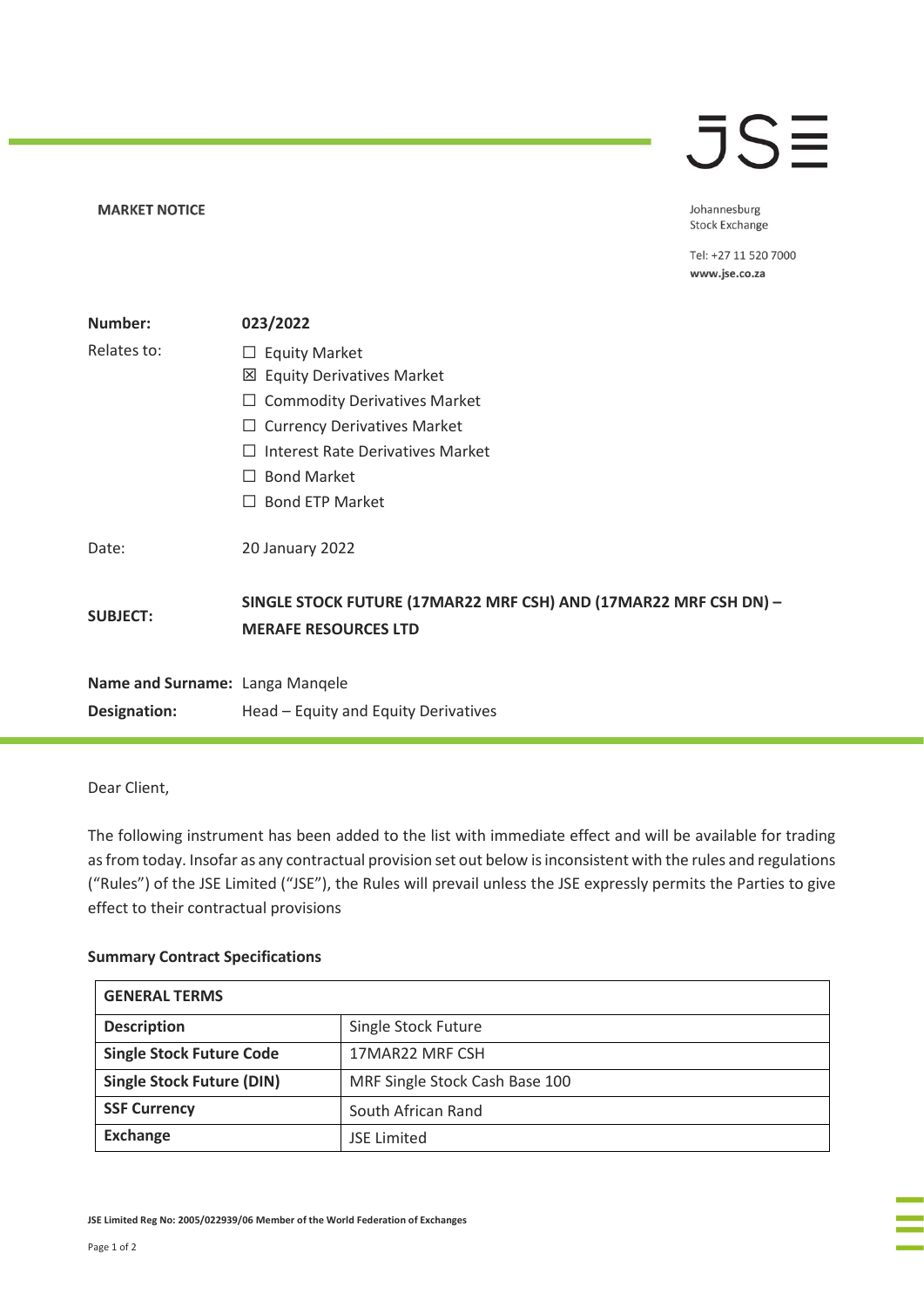**MARKET NOTICE**

Johannesburg
Stock Exchange

Tel: +27 11 520 7000
**www.jse.co.za**

| | |
|---|---|
| **Number:** | **023/2022** |
| Relates to: | ☐ Equity Market<br>☒ Equity Derivatives Market<br>☐ Commodity Derivatives Market<br>☐ Currency Derivatives Market<br>☐ Interest Rate Derivatives Market<br>☐ Bond Market<br>☐ Bond ETP Market |
| Date: | 20 January 2022 |
| **SUBJECT:** | **SINGLE STOCK FUTURE (17MAR22 MRF CSH) AND (17MAR22 MRF CSH DN) – MERAFE RESOURCES LTD** |
| **Name and Surname:** | Langa Manqele |
| **Designation:** | Head – Equity and Equity Derivatives |

Dear Client,

The following instrument has been added to the list with immediate effect and will be available for trading as from today. Insofar as any contractual provision set out below is inconsistent with the rules and regulations ("Rules") of the JSE Limited ("JSE"), the Rules will prevail unless the JSE expressly permits the Parties to give effect to their contractual provisions

**Summary Contract Specifications**

| **GENERAL TERMS** | |
|---|---|
| **Description** | Single Stock Future |
| **Single Stock Future Code** | 17MAR22 MRF CSH |
| **Single Stock Future (DIN)** | MRF Single Stock Cash Base 100 |
| **SSF Currency** | South African Rand |
| **Exchange** | JSE Limited |

**JSE Limited Reg No: 2005/022939/06 Member of the World Federation of Exchanges**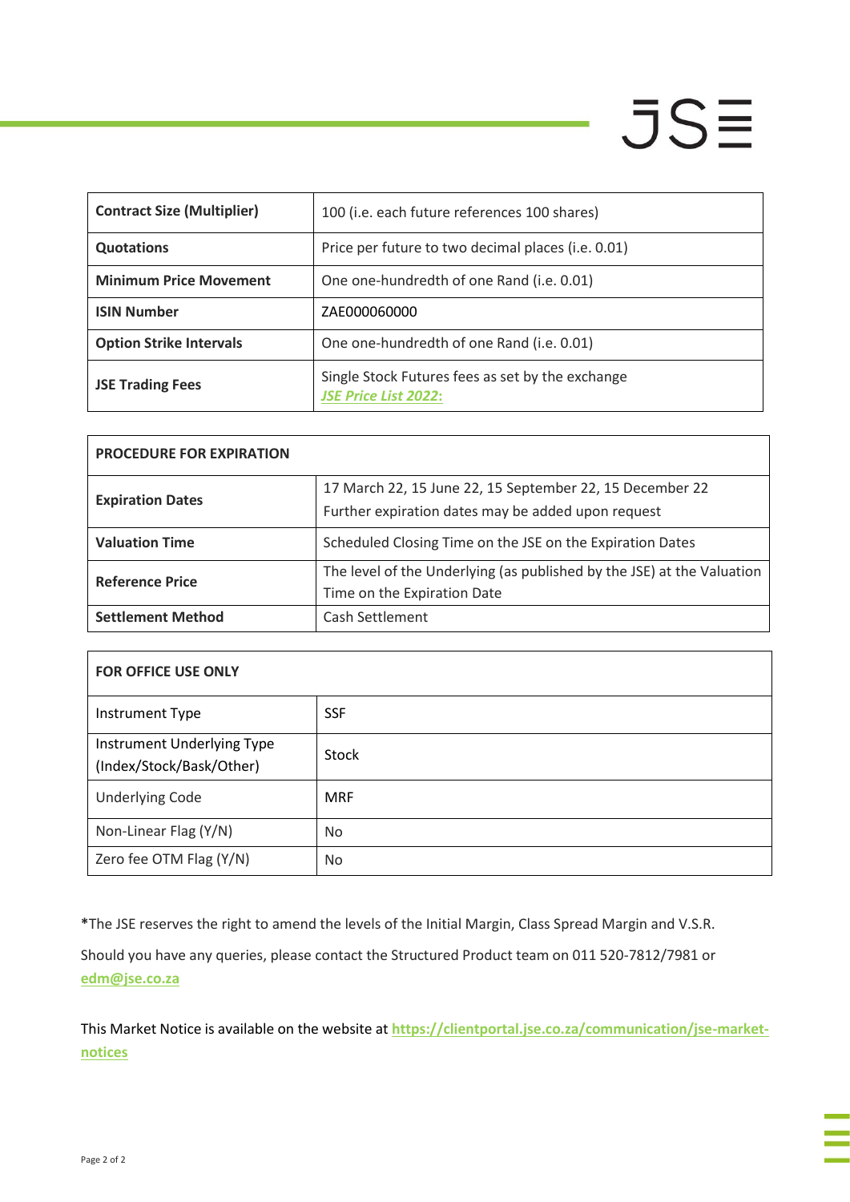| | |
|---|---|
| **Contract Size (Multiplier)** | 100 (i.e. each future references 100 shares) |
| **Quotations** | Price per future to two decimal places (i.e. 0.01) |
| **Minimum Price Movement** | One one-hundredth of one Rand (i.e. 0.01) |
| **ISIN Number** | ZAE000060000 |
| **Option Strike Intervals** | One one-hundredth of one Rand (i.e. 0.01) |
| **JSE Trading Fees** | Single Stock Futures fees as set by the exchange *JSE Price List 2022*: |

| **PROCEDURE FOR EXPIRATION** | |
|---|---|
| **Expiration Dates** | 17 March 22, 15 June 22, 15 September 22, 15 December 22 Further expiration dates may be added upon request |
| **Valuation Time** | Scheduled Closing Time on the JSE on the Expiration Dates |
| **Reference Price** | The level of the Underlying (as published by the JSE) at the Valuation Time on the Expiration Date |
| **Settlement Method** | Cash Settlement |

| **FOR OFFICE USE ONLY** | |
|---|---|
| Instrument Type | SSF |
| Instrument Underlying Type (Index/Stock/Bask/Other) | Stock |
| Underlying Code | MRF |
| Non-Linear Flag (Y/N) | No |
| Zero fee OTM Flag (Y/N) | No |

**\***The JSE reserves the right to amend the levels of the Initial Margin, Class Spread Margin and V.S.R.

Should you have any queries, please contact the Structured Product team on 011 520-7812/7981 or **edm@jse.co.za**

This Market Notice is available on the website at **https://clientportal.jse.co.za/communication/jse-market-notices**